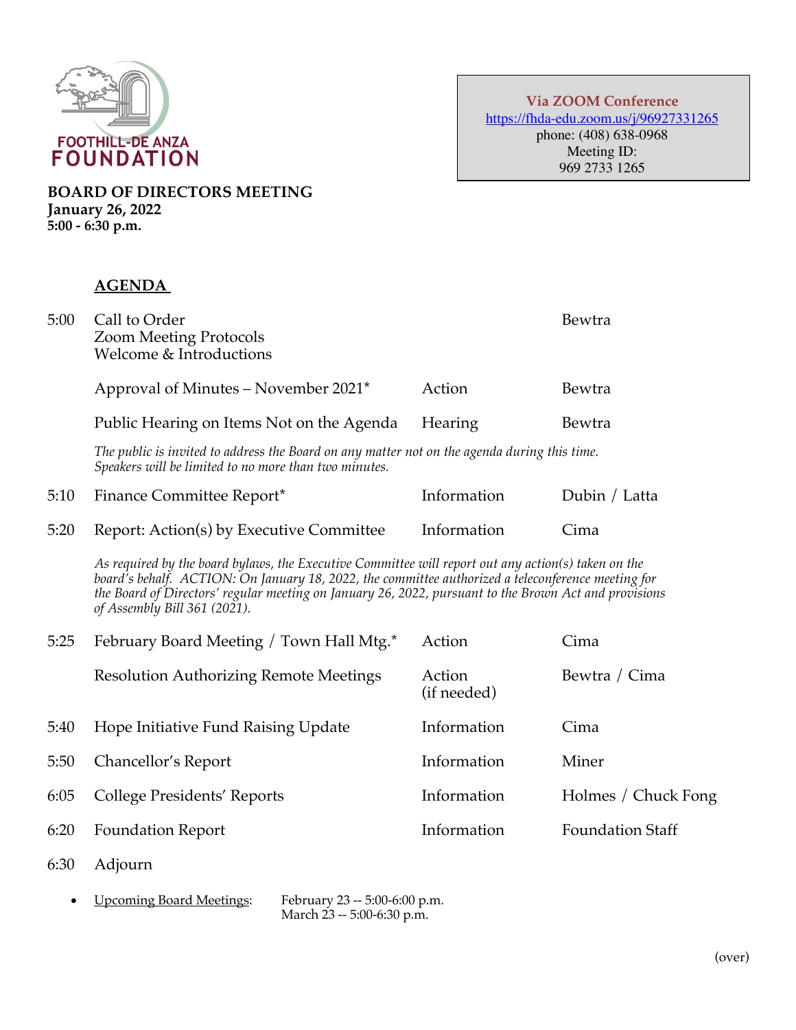FOOTHILL-DE ANZA
FOUNDATION

**Via ZOOM Conference**
https://fhda-edu.zoom.us/j/96927331265
phone: (408) 638-0968
Meeting ID:
969 2733 1265

**BOARD OF DIRECTORS MEETING**
**January 26, 2022**
**5:00 - 6:30 p.m.**

## AGENDA

| | | | |
|---|---|---|---|
| 5:00 | Call to Order<br>Zoom Meeting Protocols<br>Welcome & Introductions | | Bewtra |
| | Approval of Minutes – November 2021* | Action | Bewtra |
| | Public Hearing on Items Not on the Agenda | Hearing | Bewtra |

*The public is invited to address the Board on any matter not on the agenda during this time. Speakers will be limited to no more than two minutes.*

| | | | |
|---|---|---|---|
| 5:10 | Finance Committee Report* | Information | Dubin / Latta |
| 5:20 | Report: Action(s) by Executive Committee | Information | Cima |

*As required by the board bylaws, the Executive Committee will report out any action(s) taken on the board's behalf. ACTION: On January 18, 2022, the committee authorized a teleconference meeting for the Board of Directors' regular meeting on January 26, 2022, pursuant to the Brown Act and provisions of Assembly Bill 361 (2021).*

| | | | |
|---|---|---|---|
| 5:25 | February Board Meeting / Town Hall Mtg.* | Action | Cima |
| | Resolution Authorizing Remote Meetings | Action (if needed) | Bewtra / Cima |
| 5:40 | Hope Initiative Fund Raising Update | Information | Cima |
| 5:50 | Chancellor's Report | Information | Miner |
| 6:05 | College Presidents' Reports | Information | Holmes / Chuck Fong |
| 6:20 | Foundation Report | Information | Foundation Staff |
| 6:30 | Adjourn | | |

- Upcoming Board Meetings: February 23 -- 5:00-6:00 p.m.
  March 23 -- 5:00-6:30 p.m.

(over)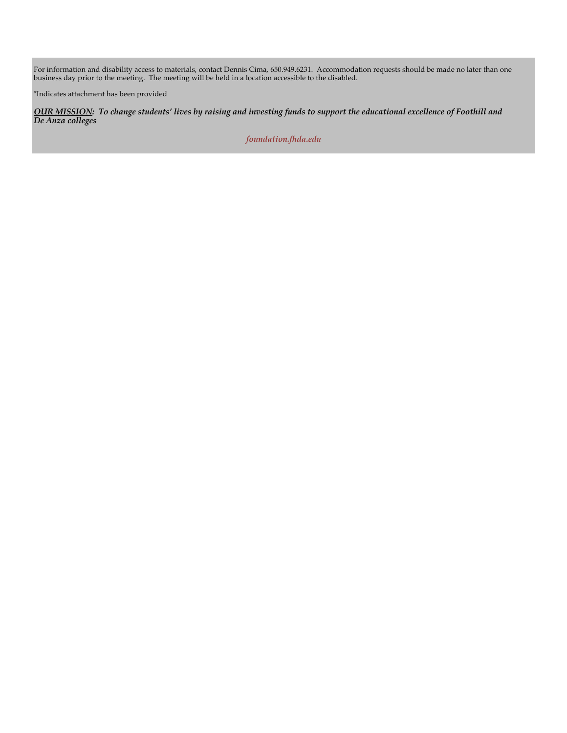For information and disability access to materials, contact Dennis Cima, 650.949.6231. Accommodation requests should be made no later than one business day prior to the meeting. The meeting will be held in a location accessible to the disabled.

*Indicates attachment has been provided

***<u>OUR MISSION</u>*: To change students' lives by raising and investing funds to support the educational excellence of Foothill and De Anza colleges***

*foundation.fhda.edu*